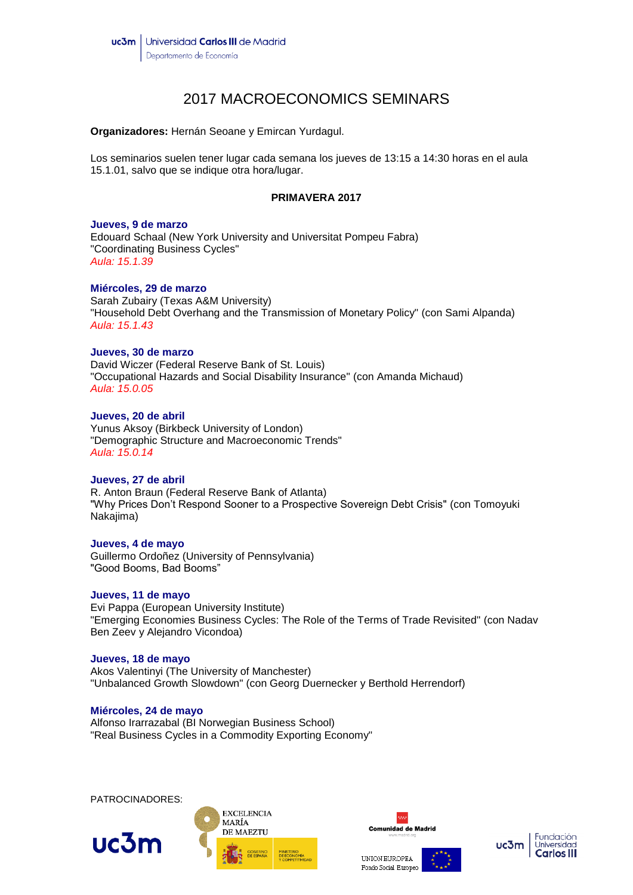uc3m | Universidad Carlos III de Madrid
Departamento de Economía

# 2017 MACROECONOMICS SEMINARS

**Organizadores:** Hernán Seoane y Emircan Yurdagul.

Los seminarios suelen tener lugar cada semana los jueves de 13:15 a 14:30 horas en el aula 15.1.01, salvo que se indique otra hora/lugar.

## PRIMAVERA 2017

**Jueves, 9 de marzo**
Edouard Schaal (New York University and Universitat Pompeu Fabra)
"Coordinating Business Cycles"
*Aula: 15.1.39*

**Miércoles, 29 de marzo**
Sarah Zubairy (Texas A&M University)
"Household Debt Overhang and the Transmission of Monetary Policy" (con Sami Alpanda)
*Aula: 15.1.43*

**Jueves, 30 de marzo**
David Wiczer (Federal Reserve Bank of St. Louis)
"Occupational Hazards and Social Disability Insurance" (con Amanda Michaud)
*Aula: 15.0.05*

**Jueves, 20 de abril**
Yunus Aksoy (Birkbeck University of London)
"Demographic Structure and Macroeconomic Trends"
*Aula: 15.0.14*

**Jueves, 27 de abril**
R. Anton Braun (Federal Reserve Bank of Atlanta)
"Why Prices Don't Respond Sooner to a Prospective Sovereign Debt Crisis" (con Tomoyuki Nakajima)

**Jueves, 4 de mayo**
Guillermo Ordoñez (University of Pennsylvania)
"Good Booms, Bad Booms"

**Jueves, 11 de mayo**
Evi Pappa (European University Institute)
"Emerging Economies Business Cycles: The Role of the Terms of Trade Revisited" (con Nadav Ben Zeev y Alejandro Vicondoa)

**Jueves, 18 de mayo**
Akos Valentinyi (The University of Manchester)
"Unbalanced Growth Slowdown" (con Georg Duernecker y Berthold Herrendorf)

**Miércoles, 24 de mayo**
Alfonso Irarrazabal (BI Norwegian Business School)
"Real Business Cycles in a Commodity Exporting Economy"

PATROCINADORES:

uc3m — EXCELENCIA MARÍA DE MAEZTU — GOBIERNO DE ESPAÑA, MINISTERIO DE ECONOMÍA Y COMPETITIVIDAD — Comunidad de Madrid — UNION EUROPEA Fondo Social Europeo — uc3m Fundación Universidad Carlos III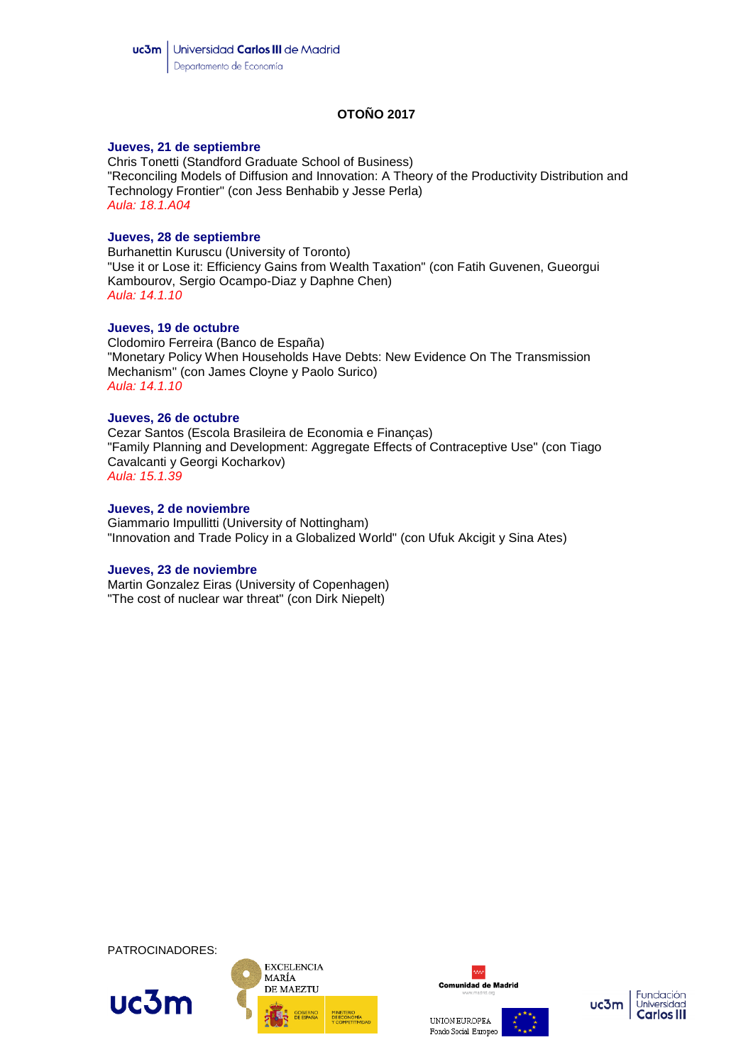## OTOÑO 2017

**Jueves, 21 de septiembre**
Chris Tonetti (Standford Graduate School of Business)
"Reconciling Models of Diffusion and Innovation: A Theory of the Productivity Distribution and Technology Frontier" (con Jess Benhabib y Jesse Perla)
*Aula: 18.1.A04*

**Jueves, 28 de septiembre**
Burhanettin Kuruscu (University of Toronto)
"Use it or Lose it: Efficiency Gains from Wealth Taxation" (con Fatih Guvenen, Gueorgui Kambourov, Sergio Ocampo-Diaz y Daphne Chen)
*Aula: 14.1.10*

**Jueves, 19 de octubre**
Clodomiro Ferreira (Banco de España)
"Monetary Policy When Households Have Debts: New Evidence On The Transmission Mechanism" (con James Cloyne y Paolo Surico)
*Aula: 14.1.10*

**Jueves, 26 de octubre**
Cezar Santos (Escola Brasileira de Economia e Finanças)
"Family Planning and Development: Aggregate Effects of Contraceptive Use" (con Tiago Cavalcanti y Georgi Kocharkov)
*Aula: 15.1.39*

**Jueves, 2 de noviembre**
Giammario Impullitti (University of Nottingham)
"Innovation and Trade Policy in a Globalized World" (con Ufuk Akcigit y Sina Ates)

**Jueves, 23 de noviembre**
Martin Gonzalez Eiras (University of Copenhagen)
"The cost of nuclear war threat" (con Dirk Niepelt)

PATROCINADORES: